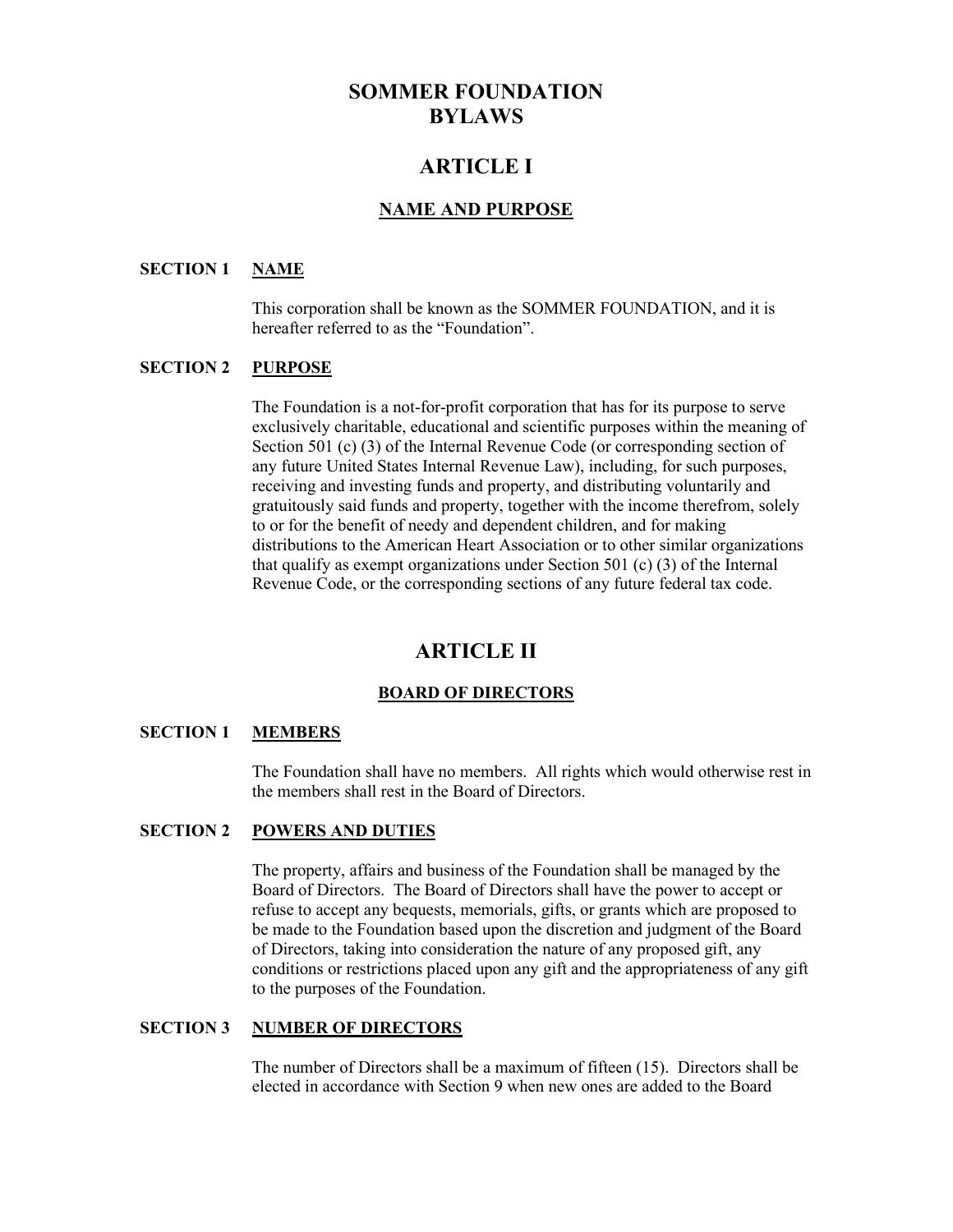# SOMMER FOUNDATION BYLAWS

## ARTICLE I

### NAME AND PURPOSE

**SECTION 1 NAME**

This corporation shall be known as the SOMMER FOUNDATION, and it is hereafter referred to as the "Foundation".

**SECTION 2 PURPOSE**

The Foundation is a not-for-profit corporation that has for its purpose to serve exclusively charitable, educational and scientific purposes within the meaning of Section 501 (c) (3) of the Internal Revenue Code (or corresponding section of any future United States Internal Revenue Law), including, for such purposes, receiving and investing funds and property, and distributing voluntarily and gratuitously said funds and property, together with the income therefrom, solely to or for the benefit of needy and dependent children, and for making distributions to the American Heart Association or to other similar organizations that qualify as exempt organizations under Section 501 (c) (3) of the Internal Revenue Code, or the corresponding sections of any future federal tax code.

## ARTICLE II

### BOARD OF DIRECTORS

**SECTION 1 MEMBERS**

The Foundation shall have no members. All rights which would otherwise rest in the members shall rest in the Board of Directors.

**SECTION 2 POWERS AND DUTIES**

The property, affairs and business of the Foundation shall be managed by the Board of Directors. The Board of Directors shall have the power to accept or refuse to accept any bequests, memorials, gifts, or grants which are proposed to be made to the Foundation based upon the discretion and judgment of the Board of Directors, taking into consideration the nature of any proposed gift, any conditions or restrictions placed upon any gift and the appropriateness of any gift to the purposes of the Foundation.

**SECTION 3 NUMBER OF DIRECTORS**

The number of Directors shall be a maximum of fifteen (15). Directors shall be elected in accordance with Section 9 when new ones are added to the Board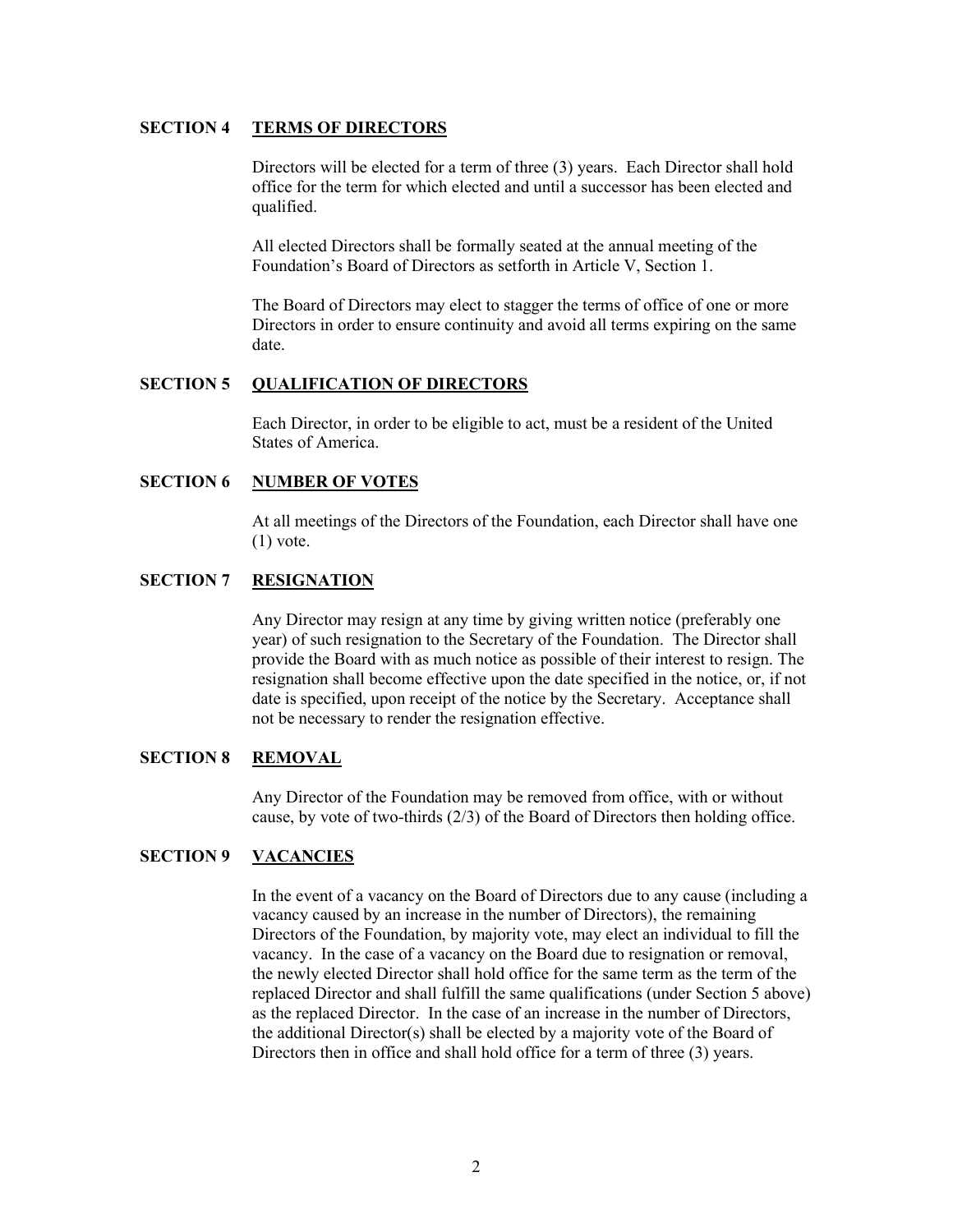### SECTION 4 TERMS OF DIRECTORS

Directors will be elected for a term of three (3) years. Each Director shall hold office for the term for which elected and until a successor has been elected and qualified.

All elected Directors shall be formally seated at the annual meeting of the Foundation's Board of Directors as setforth in Article V, Section 1.

The Board of Directors may elect to stagger the terms of office of one or more Directors in order to ensure continuity and avoid all terms expiring on the same date.

### SECTION 5 QUALIFICATION OF DIRECTORS

Each Director, in order to be eligible to act, must be a resident of the United States of America.

### SECTION 6 NUMBER OF VOTES

At all meetings of the Directors of the Foundation, each Director shall have one (1) vote.

### SECTION 7 RESIGNATION

Any Director may resign at any time by giving written notice (preferably one year) of such resignation to the Secretary of the Foundation. The Director shall provide the Board with as much notice as possible of their interest to resign. The resignation shall become effective upon the date specified in the notice, or, if not date is specified, upon receipt of the notice by the Secretary. Acceptance shall not be necessary to render the resignation effective.

### SECTION 8 REMOVAL

Any Director of the Foundation may be removed from office, with or without cause, by vote of two-thirds (2/3) of the Board of Directors then holding office.

### SECTION 9 VACANCIES

In the event of a vacancy on the Board of Directors due to any cause (including a vacancy caused by an increase in the number of Directors), the remaining Directors of the Foundation, by majority vote, may elect an individual to fill the vacancy. In the case of a vacancy on the Board due to resignation or removal, the newly elected Director shall hold office for the same term as the term of the replaced Director and shall fulfill the same qualifications (under Section 5 above) as the replaced Director. In the case of an increase in the number of Directors, the additional Director(s) shall be elected by a majority vote of the Board of Directors then in office and shall hold office for a term of three (3) years.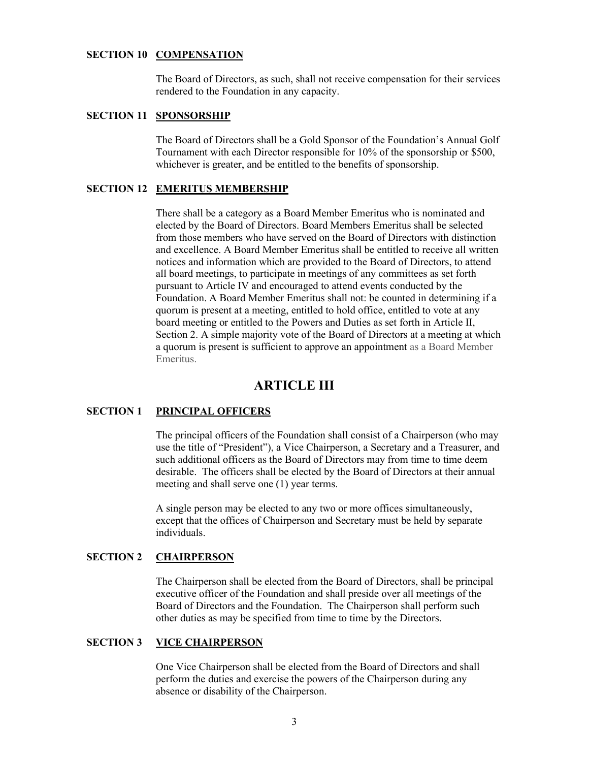### SECTION 10 COMPENSATION

The Board of Directors, as such, shall not receive compensation for their services rendered to the Foundation in any capacity.

### SECTION 11 SPONSORSHIP

The Board of Directors shall be a Gold Sponsor of the Foundation's Annual Golf Tournament with each Director responsible for 10% of the sponsorship or $500, whichever is greater, and be entitled to the benefits of sponsorship.

### SECTION 12 EMERITUS MEMBERSHIP

There shall be a category as a Board Member Emeritus who is nominated and elected by the Board of Directors. Board Members Emeritus shall be selected from those members who have served on the Board of Directors with distinction and excellence. A Board Member Emeritus shall be entitled to receive all written notices and information which are provided to the Board of Directors, to attend all board meetings, to participate in meetings of any committees as set forth pursuant to Article IV and encouraged to attend events conducted by the Foundation. A Board Member Emeritus shall not: be counted in determining if a quorum is present at a meeting, entitled to hold office, entitled to vote at any board meeting or entitled to the Powers and Duties as set forth in Article II, Section 2. A simple majority vote of the Board of Directors at a meeting at which a quorum is present is sufficient to approve an appointment as a Board Member Emeritus.

## ARTICLE III

### SECTION 1 PRINCIPAL OFFICERS

The principal officers of the Foundation shall consist of a Chairperson (who may use the title of "President"), a Vice Chairperson, a Secretary and a Treasurer, and such additional officers as the Board of Directors may from time to time deem desirable. The officers shall be elected by the Board of Directors at their annual meeting and shall serve one (1) year terms.

A single person may be elected to any two or more offices simultaneously, except that the offices of Chairperson and Secretary must be held by separate individuals.

### SECTION 2 CHAIRPERSON

The Chairperson shall be elected from the Board of Directors, shall be principal executive officer of the Foundation and shall preside over all meetings of the Board of Directors and the Foundation. The Chairperson shall perform such other duties as may be specified from time to time by the Directors.

### SECTION 3 VICE CHAIRPERSON

One Vice Chairperson shall be elected from the Board of Directors and shall perform the duties and exercise the powers of the Chairperson during any absence or disability of the Chairperson.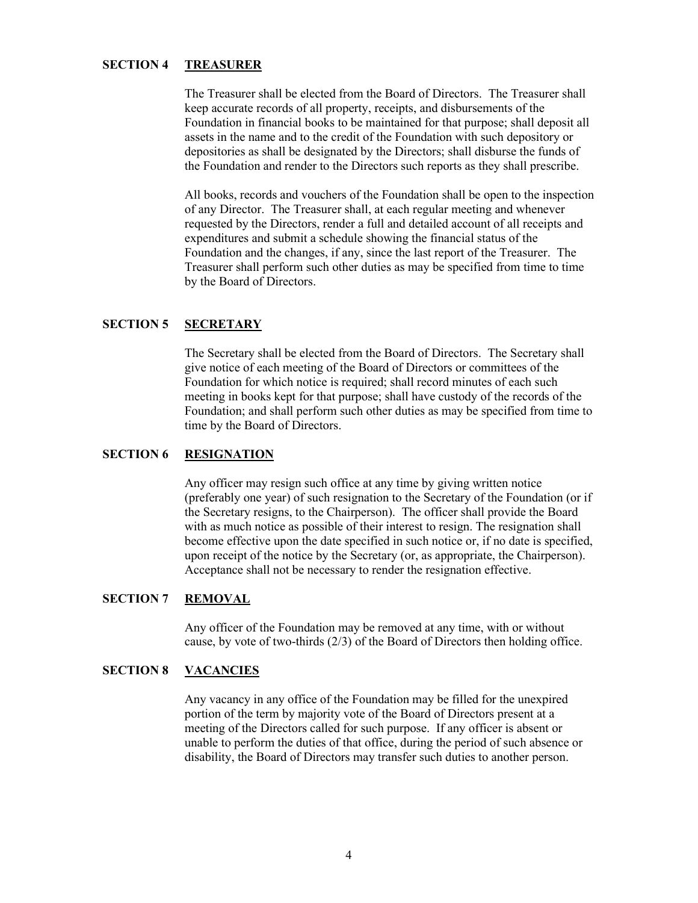## SECTION 4 TREASURER

The Treasurer shall be elected from the Board of Directors. The Treasurer shall keep accurate records of all property, receipts, and disbursements of the Foundation in financial books to be maintained for that purpose; shall deposit all assets in the name and to the credit of the Foundation with such depository or depositories as shall be designated by the Directors; shall disburse the funds of the Foundation and render to the Directors such reports as they shall prescribe.

All books, records and vouchers of the Foundation shall be open to the inspection of any Director. The Treasurer shall, at each regular meeting and whenever requested by the Directors, render a full and detailed account of all receipts and expenditures and submit a schedule showing the financial status of the Foundation and the changes, if any, since the last report of the Treasurer. The Treasurer shall perform such other duties as may be specified from time to time by the Board of Directors.

## SECTION 5 SECRETARY

The Secretary shall be elected from the Board of Directors. The Secretary shall give notice of each meeting of the Board of Directors or committees of the Foundation for which notice is required; shall record minutes of each such meeting in books kept for that purpose; shall have custody of the records of the Foundation; and shall perform such other duties as may be specified from time to time by the Board of Directors.

## SECTION 6 RESIGNATION

Any officer may resign such office at any time by giving written notice (preferably one year) of such resignation to the Secretary of the Foundation (or if the Secretary resigns, to the Chairperson). The officer shall provide the Board with as much notice as possible of their interest to resign. The resignation shall become effective upon the date specified in such notice or, if no date is specified, upon receipt of the notice by the Secretary (or, as appropriate, the Chairperson). Acceptance shall not be necessary to render the resignation effective.

## SECTION 7 REMOVAL

Any officer of the Foundation may be removed at any time, with or without cause, by vote of two-thirds (2/3) of the Board of Directors then holding office.

## SECTION 8 VACANCIES

Any vacancy in any office of the Foundation may be filled for the unexpired portion of the term by majority vote of the Board of Directors present at a meeting of the Directors called for such purpose. If any officer is absent or unable to perform the duties of that office, during the period of such absence or disability, the Board of Directors may transfer such duties to another person.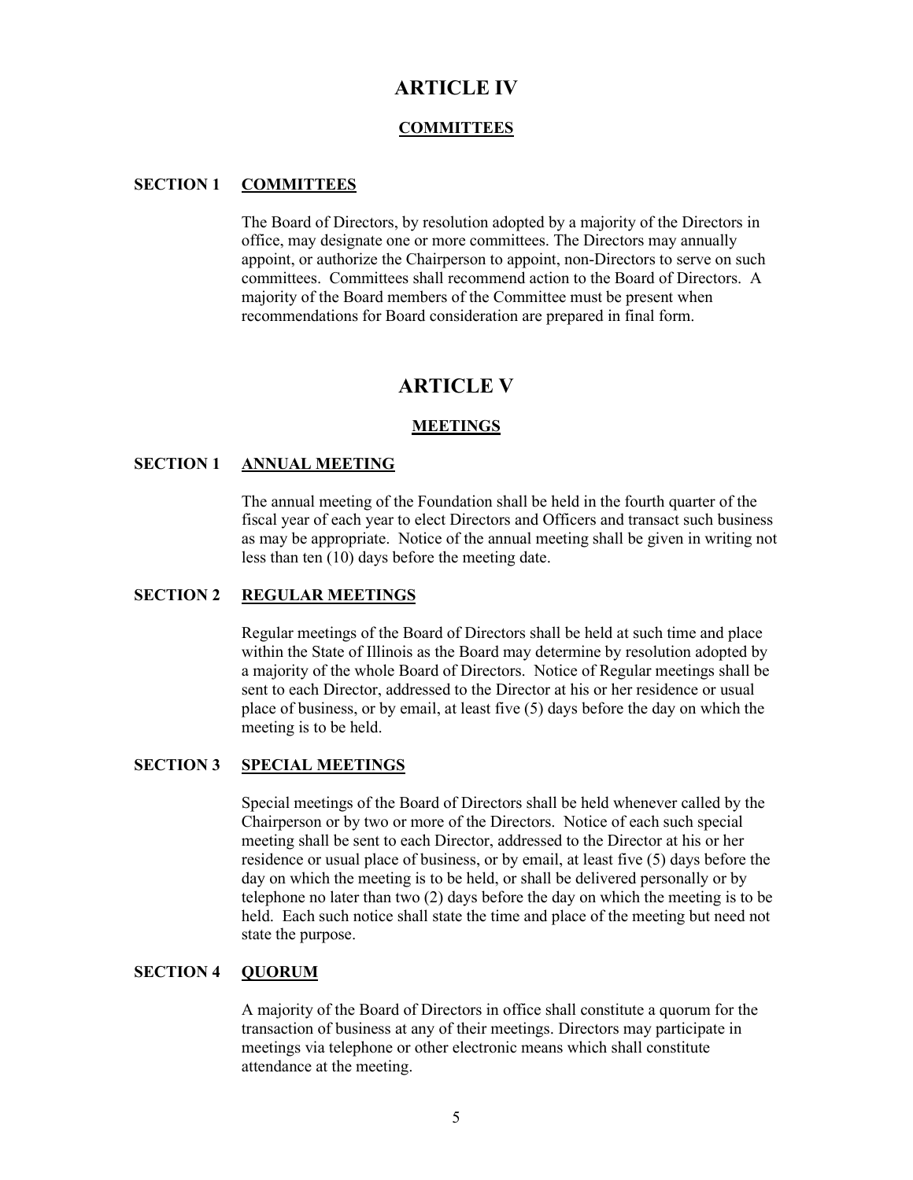# ARTICLE IV

## COMMITTEES

### SECTION 1 COMMITTEES

The Board of Directors, by resolution adopted by a majority of the Directors in office, may designate one or more committees. The Directors may annually appoint, or authorize the Chairperson to appoint, non-Directors to serve on such committees. Committees shall recommend action to the Board of Directors. A majority of the Board members of the Committee must be present when recommendations for Board consideration are prepared in final form.

# ARTICLE V

## MEETINGS

### SECTION 1 ANNUAL MEETING

The annual meeting of the Foundation shall be held in the fourth quarter of the fiscal year of each year to elect Directors and Officers and transact such business as may be appropriate. Notice of the annual meeting shall be given in writing not less than ten (10) days before the meeting date.

### SECTION 2 REGULAR MEETINGS

Regular meetings of the Board of Directors shall be held at such time and place within the State of Illinois as the Board may determine by resolution adopted by a majority of the whole Board of Directors. Notice of Regular meetings shall be sent to each Director, addressed to the Director at his or her residence or usual place of business, or by email, at least five (5) days before the day on which the meeting is to be held.

### SECTION 3 SPECIAL MEETINGS

Special meetings of the Board of Directors shall be held whenever called by the Chairperson or by two or more of the Directors. Notice of each such special meeting shall be sent to each Director, addressed to the Director at his or her residence or usual place of business, or by email, at least five (5) days before the day on which the meeting is to be held, or shall be delivered personally or by telephone no later than two (2) days before the day on which the meeting is to be held. Each such notice shall state the time and place of the meeting but need not state the purpose.

### SECTION 4 QUORUM

A majority of the Board of Directors in office shall constitute a quorum for the transaction of business at any of their meetings. Directors may participate in meetings via telephone or other electronic means which shall constitute attendance at the meeting.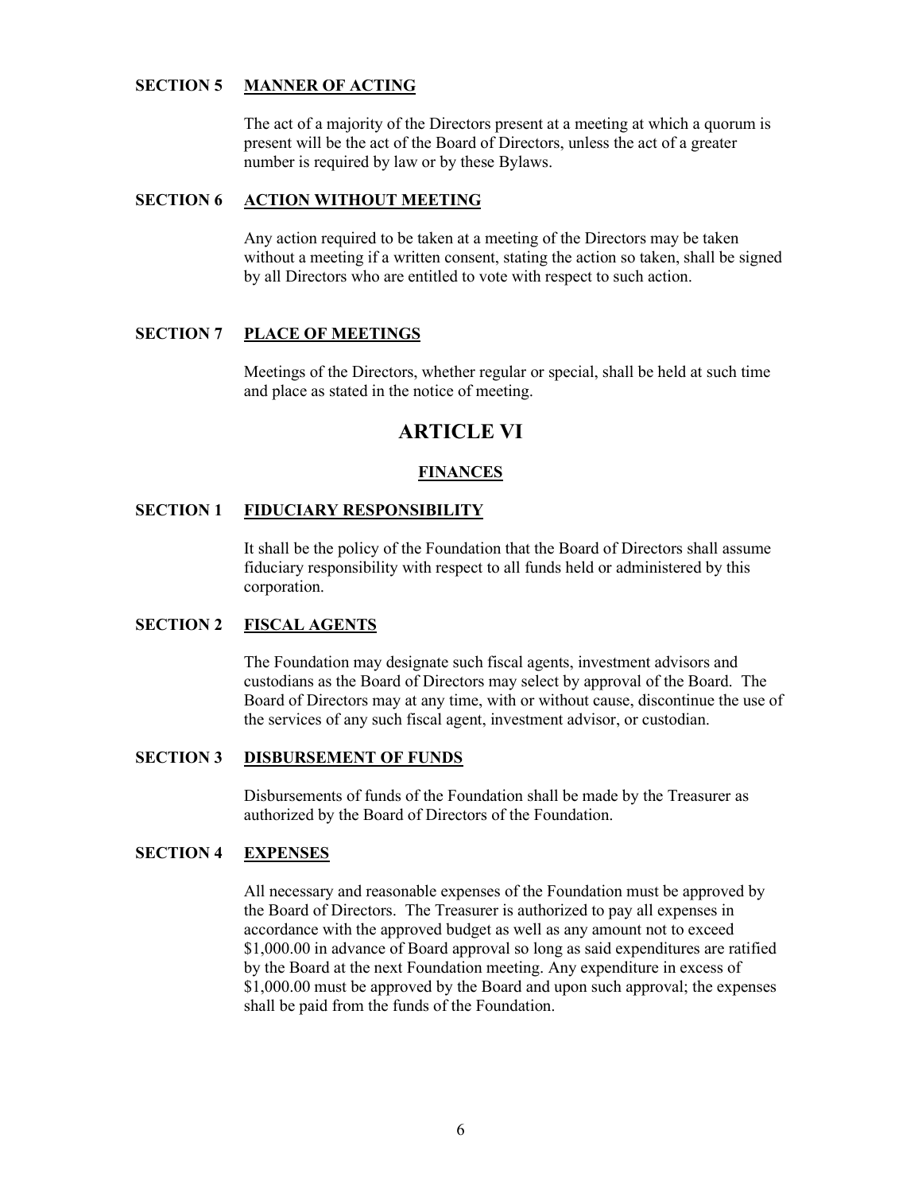### SECTION 5 MANNER OF ACTING

The act of a majority of the Directors present at a meeting at which a quorum is present will be the act of the Board of Directors, unless the act of a greater number is required by law or by these Bylaws.

### SECTION 6 ACTION WITHOUT MEETING

Any action required to be taken at a meeting of the Directors may be taken without a meeting if a written consent, stating the action so taken, shall be signed by all Directors who are entitled to vote with respect to such action.

### SECTION 7 PLACE OF MEETINGS

Meetings of the Directors, whether regular or special, shall be held at such time and place as stated in the notice of meeting.

# ARTICLE VI

## FINANCES

### SECTION 1 FIDUCIARY RESPONSIBILITY

It shall be the policy of the Foundation that the Board of Directors shall assume fiduciary responsibility with respect to all funds held or administered by this corporation.

### SECTION 2 FISCAL AGENTS

The Foundation may designate such fiscal agents, investment advisors and custodians as the Board of Directors may select by approval of the Board. The Board of Directors may at any time, with or without cause, discontinue the use of the services of any such fiscal agent, investment advisor, or custodian.

### SECTION 3 DISBURSEMENT OF FUNDS

Disbursements of funds of the Foundation shall be made by the Treasurer as authorized by the Board of Directors of the Foundation.

### SECTION 4 EXPENSES

All necessary and reasonable expenses of the Foundation must be approved by the Board of Directors. The Treasurer is authorized to pay all expenses in accordance with the approved budget as well as any amount not to exceed $1,000.00 in advance of Board approval so long as said expenditures are ratified by the Board at the next Foundation meeting. Any expenditure in excess of $1,000.00 must be approved by the Board and upon such approval; the expenses shall be paid from the funds of the Foundation.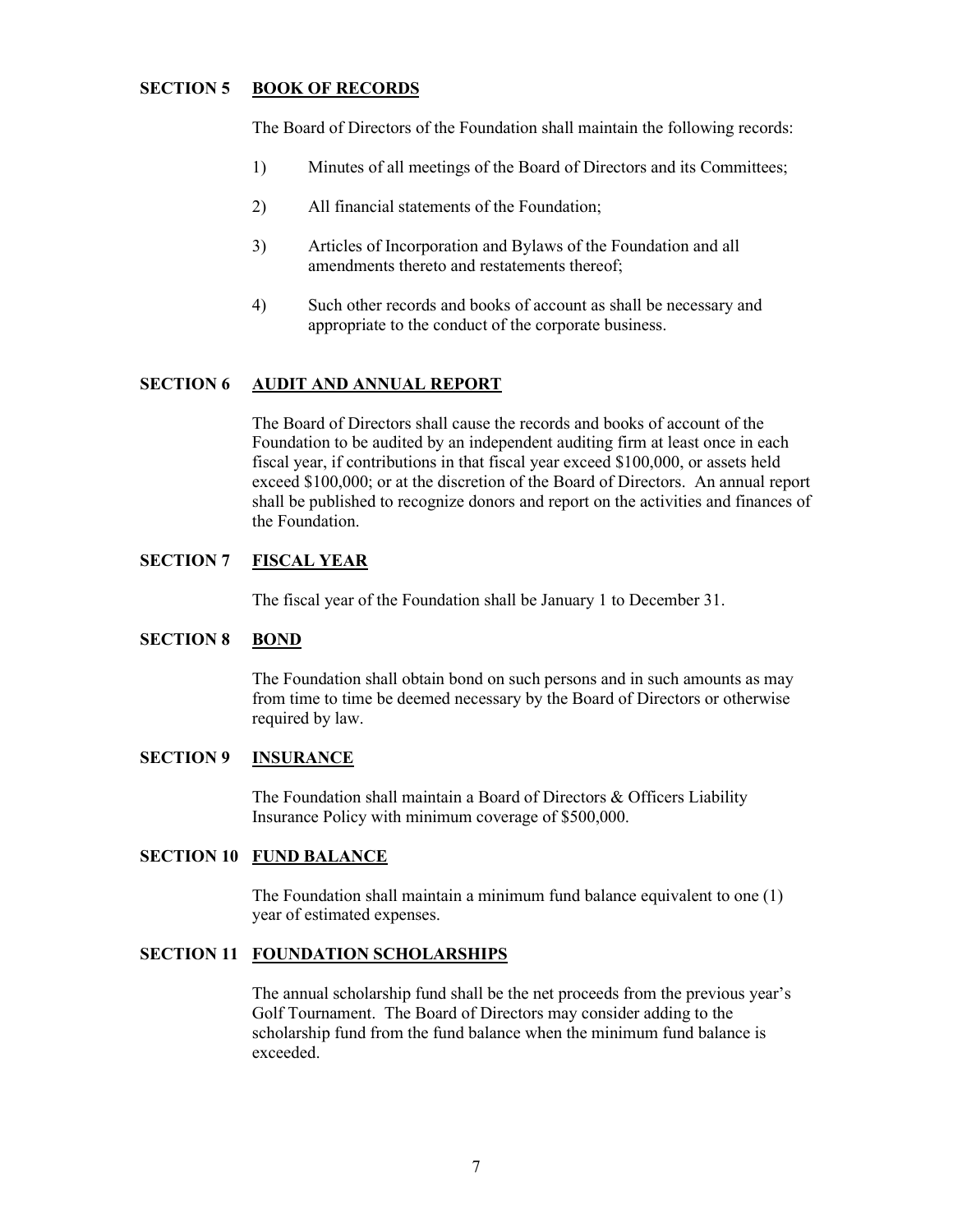## SECTION 5 <u>BOOK OF RECORDS</u>

The Board of Directors of the Foundation shall maintain the following records:

1) Minutes of all meetings of the Board of Directors and its Committees;

2) All financial statements of the Foundation;

3) Articles of Incorporation and Bylaws of the Foundation and all amendments thereto and restatements thereof;

4) Such other records and books of account as shall be necessary and appropriate to the conduct of the corporate business.

## SECTION 6 <u>AUDIT AND ANNUAL REPORT</u>

The Board of Directors shall cause the records and books of account of the Foundation to be audited by an independent auditing firm at least once in each fiscal year, if contributions in that fiscal year exceed $100,000, or assets held exceed $100,000; or at the discretion of the Board of Directors. An annual report shall be published to recognize donors and report on the activities and finances of the Foundation.

## SECTION 7 <u>FISCAL YEAR</u>

The fiscal year of the Foundation shall be January 1 to December 31.

## SECTION 8 <u>BOND</u>

The Foundation shall obtain bond on such persons and in such amounts as may from time to time be deemed necessary by the Board of Directors or otherwise required by law.

## SECTION 9 <u>INSURANCE</u>

The Foundation shall maintain a Board of Directors & Officers Liability Insurance Policy with minimum coverage of $500,000.

## SECTION 10 <u>FUND BALANCE</u>

The Foundation shall maintain a minimum fund balance equivalent to one (1) year of estimated expenses.

## SECTION 11 <u>FOUNDATION SCHOLARSHIPS</u>

The annual scholarship fund shall be the net proceeds from the previous year's Golf Tournament. The Board of Directors may consider adding to the scholarship fund from the fund balance when the minimum fund balance is exceeded.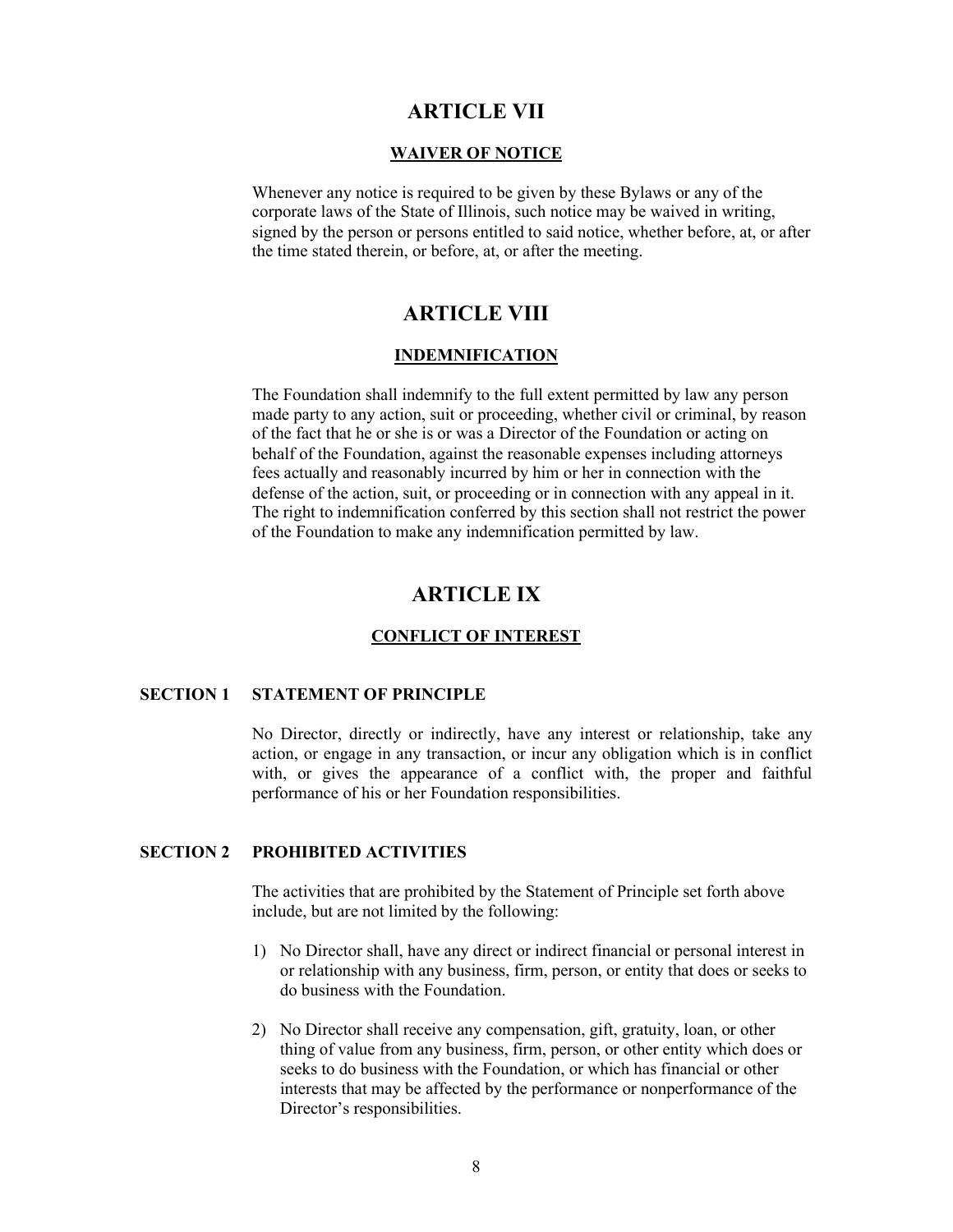# ARTICLE VII

## WAIVER OF NOTICE

Whenever any notice is required to be given by these Bylaws or any of the corporate laws of the State of Illinois, such notice may be waived in writing, signed by the person or persons entitled to said notice, whether before, at, or after the time stated therein, or before, at, or after the meeting.

# ARTICLE VIII

## INDEMNIFICATION

The Foundation shall indemnify to the full extent permitted by law any person made party to any action, suit or proceeding, whether civil or criminal, by reason of the fact that he or she is or was a Director of the Foundation or acting on behalf of the Foundation, against the reasonable expenses including attorneys fees actually and reasonably incurred by him or her in connection with the defense of the action, suit, or proceeding or in connection with any appeal in it. The right to indemnification conferred by this section shall not restrict the power of the Foundation to make any indemnification permitted by law.

# ARTICLE IX

## CONFLICT OF INTEREST

### SECTION 1 STATEMENT OF PRINCIPLE

No Director, directly or indirectly, have any interest or relationship, take any action, or engage in any transaction, or incur any obligation which is in conflict with, or gives the appearance of a conflict with, the proper and faithful performance of his or her Foundation responsibilities.

### SECTION 2 PROHIBITED ACTIVITIES

The activities that are prohibited by the Statement of Principle set forth above include, but are not limited by the following:

1) No Director shall, have any direct or indirect financial or personal interest in or relationship with any business, firm, person, or entity that does or seeks to do business with the Foundation.
2) No Director shall receive any compensation, gift, gratuity, loan, or other thing of value from any business, firm, person, or other entity which does or seeks to do business with the Foundation, or which has financial or other interests that may be affected by the performance or nonperformance of the Director's responsibilities.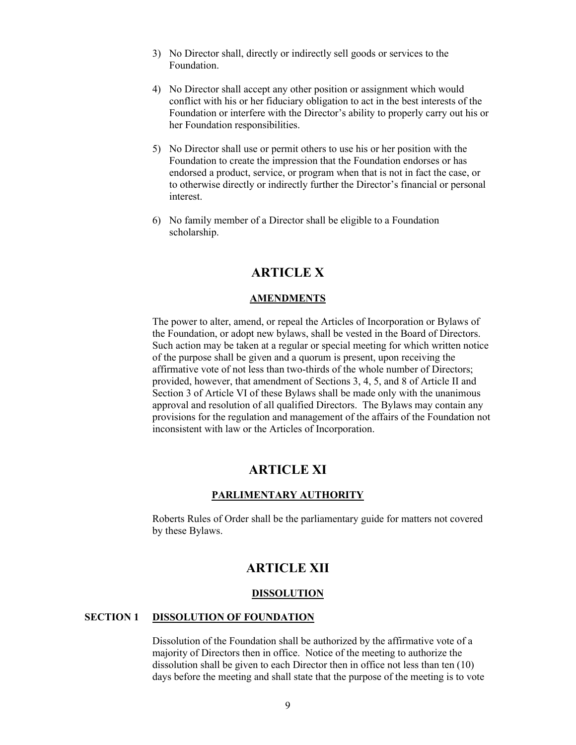3) No Director shall, directly or indirectly sell goods or services to the Foundation.

4) No Director shall accept any other position or assignment which would conflict with his or her fiduciary obligation to act in the best interests of the Foundation or interfere with the Director's ability to properly carry out his or her Foundation responsibilities.

5) No Director shall use or permit others to use his or her position with the Foundation to create the impression that the Foundation endorses or has endorsed a product, service, or program when that is not in fact the case, or to otherwise directly or indirectly further the Director's financial or personal interest.

6) No family member of a Director shall be eligible to a Foundation scholarship.

# ARTICLE X

## AMENDMENTS

The power to alter, amend, or repeal the Articles of Incorporation or Bylaws of the Foundation, or adopt new bylaws, shall be vested in the Board of Directors. Such action may be taken at a regular or special meeting for which written notice of the purpose shall be given and a quorum is present, upon receiving the affirmative vote of not less than two-thirds of the whole number of Directors; provided, however, that amendment of Sections 3, 4, 5, and 8 of Article II and Section 3 of Article VI of these Bylaws shall be made only with the unanimous approval and resolution of all qualified Directors. The Bylaws may contain any provisions for the regulation and management of the affairs of the Foundation not inconsistent with law or the Articles of Incorporation.

# ARTICLE XI

## PARLIMENTARY AUTHORITY

Roberts Rules of Order shall be the parliamentary guide for matters not covered by these Bylaws.

# ARTICLE XII

## DISSOLUTION

### SECTION 1 DISSOLUTION OF FOUNDATION

Dissolution of the Foundation shall be authorized by the affirmative vote of a majority of Directors then in office. Notice of the meeting to authorize the dissolution shall be given to each Director then in office not less than ten (10) days before the meeting and shall state that the purpose of the meeting is to vote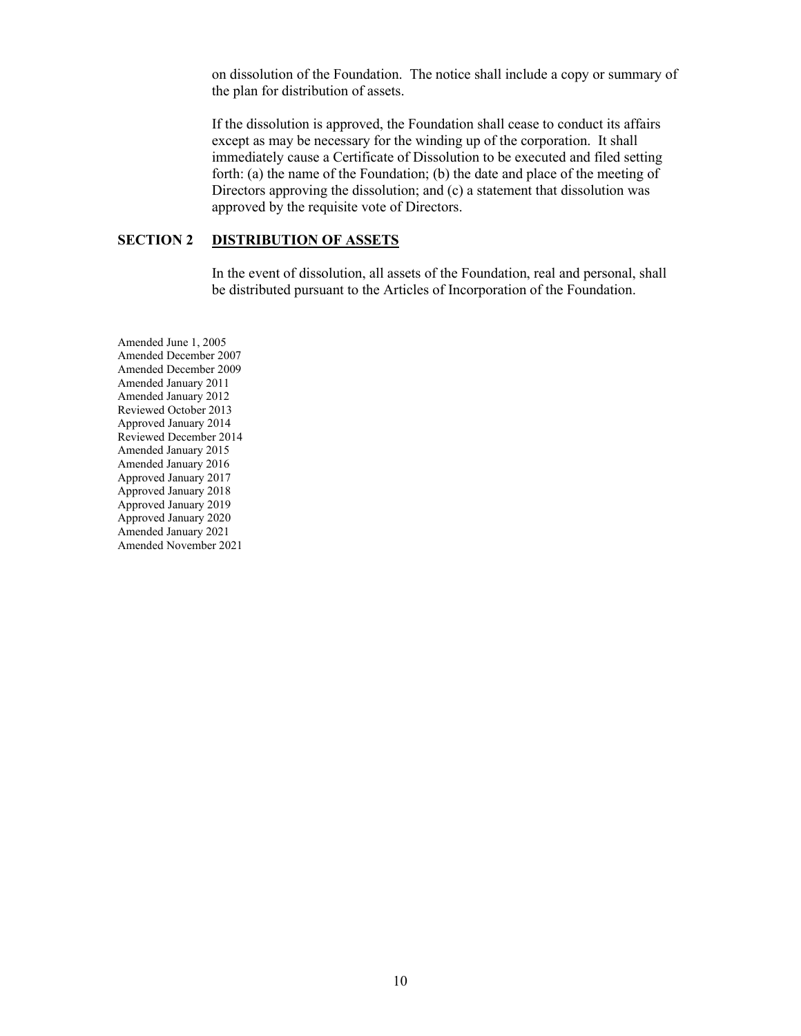on dissolution of the Foundation. The notice shall include a copy or summary of the plan for distribution of assets.

If the dissolution is approved, the Foundation shall cease to conduct its affairs except as may be necessary for the winding up of the corporation. It shall immediately cause a Certificate of Dissolution to be executed and filed setting forth: (a) the name of the Foundation; (b) the date and place of the meeting of Directors approving the dissolution; and (c) a statement that dissolution was approved by the requisite vote of Directors.

**SECTION 2 <u>DISTRIBUTION OF ASSETS</u>**

In the event of dissolution, all assets of the Foundation, real and personal, shall be distributed pursuant to the Articles of Incorporation of the Foundation.

Amended June 1, 2005
Amended December 2007
Amended December 2009
Amended January 2011
Amended January 2012
Reviewed October 2013
Approved January 2014
Reviewed December 2014
Amended January 2015
Amended January 2016
Approved January 2017
Approved January 2018
Approved January 2019
Approved January 2020
Amended January 2021
Amended November 2021